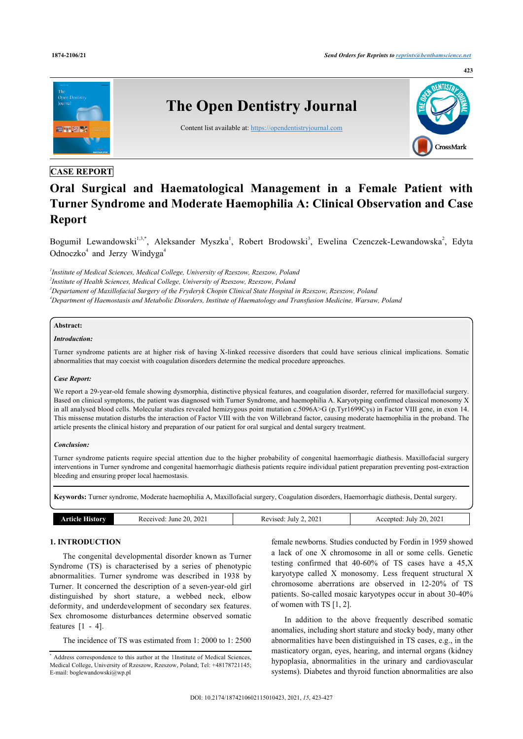CASE REPORT

# Oral Surgical and Haematological Management in a Female Patient with Turner Syndrome and Moderate Haemophilia A: Clinical Observation and Case Report

Bogumił Lewandowski[1,3,*], Aleksander Myszka[1], Robert Brodowski[3], Ewelina Czenczek-Lewandowska[2], Edyta Odnoczko[4] and Jerzy Windyga[4]

[1]*Institute of Medical Sciences, Medical College, University of Rzeszow, Rzeszow, Poland*
[2]*Institute of Health Sciences, Medical College, University of Rzeszow, Rzeszow, Poland*
[3]*Departament of Maxillofacial Surgery of the Fryderyk Chopin Clinical State Hospital in Rzeszow, Rzeszow, Poland*
[4]*Department of Haemostasis and Metabolic Disorders, Institute of Haematology and Transfusion Medicine, Warsaw, Poland*

**Abstract:**

***Introduction:***

Turner syndrome patients are at higher risk of having X-linked recessive disorders that could have serious clinical implications. Somatic abnormalities that may coexist with coagulation disorders determine the medical procedure approaches.

***Case Report:***

We report a 29-year-old female showing dysmorphia, distinctive physical features, and coagulation disorder, referred for maxillofacial surgery. Based on clinical symptoms, the patient was diagnosed with Turner Syndrome, and haemophilia A. Karyotyping confirmed classical monosomy X in all analysed blood cells. Molecular studies revealed hemizygous point mutation c.5096A>G (p.Tyr1699Cys) in Factor VIII gene, in exon 14. This missense mutation disturbs the interaction of Factor VIII with the von Willebrand factor, causing moderate haemophilia in the proband. The article presents the clinical history and preparation of our patient for oral surgical and dental surgery treatment.

***Conclusion:***

Turner syndrome patients require special attention due to the higher probability of congenital haemorrhagic diathesis. Maxillofacial surgery interventions in Turner syndrome and congenital haemorrhagic diathesis patients require individual patient preparation preventing post-extraction bleeding and ensuring proper local haemostasis.

**Keywords:** Turner syndrome, Moderate haemophilia A, Maxillofacial surgery, Coagulation disorders, Haemorrhagic diathesis, Dental surgery.

| Article History | Received: June 20, 2021 | Revised: July 2, 2021 | Accepted: July 20, 2021 |
|---|---|---|---|

## 1. INTRODUCTION

The congenital developmental disorder known as Turner Syndrome (TS) is characterised by a series of phenotypic abnormalities. Turner syndrome was described in 1938 by Turner. It concerned the description of a seven-year-old girl distinguished by short stature, a webbed neck, elbow deformity, and underdevelopment of secondary sex features. Sex chromosome disturbances determine observed somatic features [1 - 4].

The incidence of TS was estimated from 1: 2000 to 1: 2500 female newborns. Studies conducted by Fordin in 1959 showed a lack of one X chromosome in all or some cells. Genetic testing confirmed that 40-60% of TS cases have a 45,X karyotype called X monosomy. Less frequent structural X chromosome aberrations are observed in 12-20% of TS patients. So-called mosaic karyotypes occur in about 30-40% of women with TS [1, 2].

In addition to the above frequently described somatic anomalies, including short stature and stocky body, many other abnormalities have been distinguished in TS cases, e.g., in the masticatory organ, eyes, hearing, and internal organs (kidney hypoplasia, abnormalities in the urinary and cardiovascular systems). Diabetes and thyroid function abnormalities are also

[*] Address correspondence to this author at the 1Institute of Medical Sciences, Medical College, University of Rzeszow, Rzeszow, Poland; Tel: +48178721145; E-mail: boglewandowski@wp.pl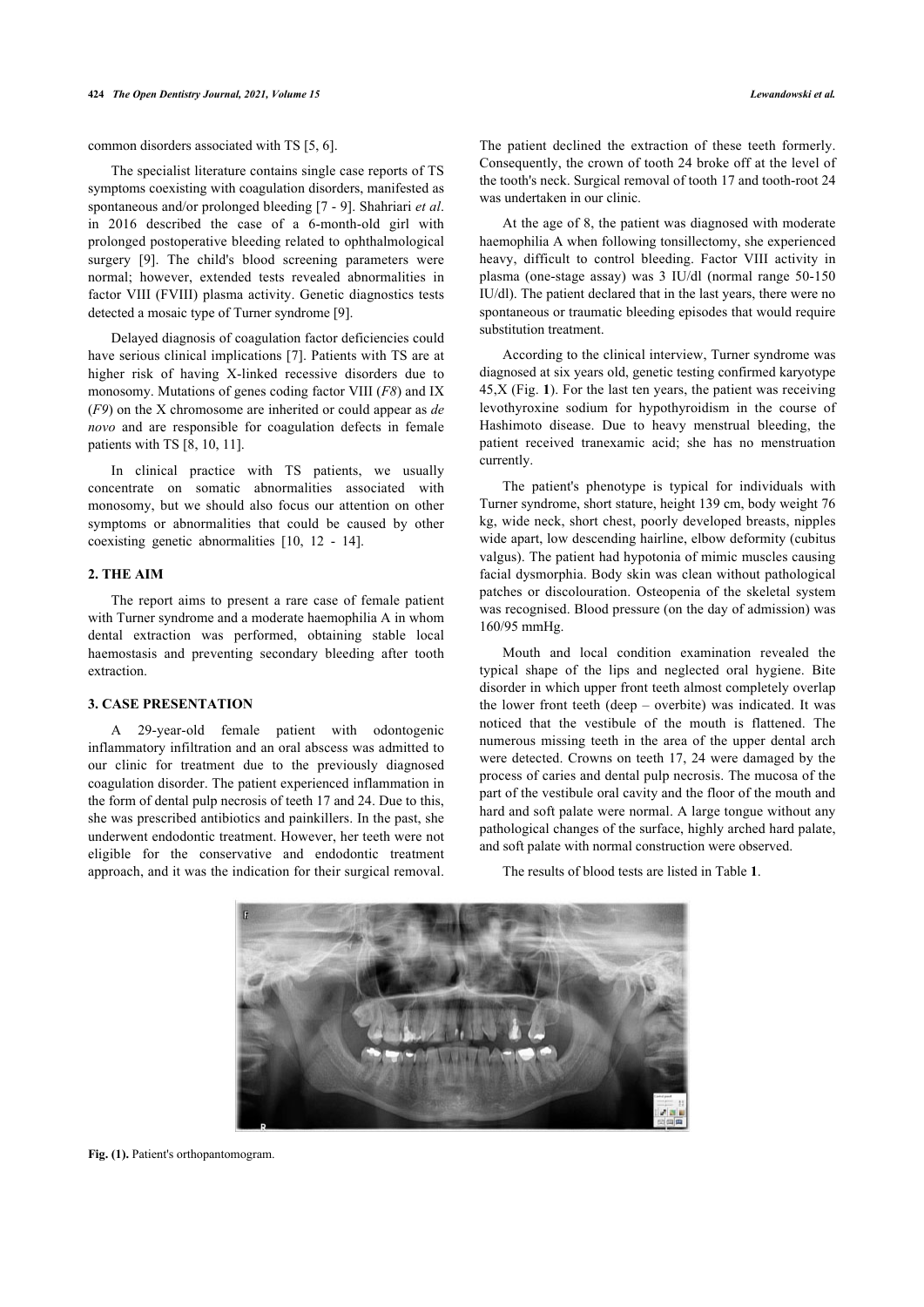common disorders associated with TS [5, 6].

The specialist literature contains single case reports of TS symptoms coexisting with coagulation disorders, manifested as spontaneous and/or prolonged bleeding [7 - 9]. Shahriari *et al*. in 2016 described the case of a 6-month-old girl with prolonged postoperative bleeding related to ophthalmological surgery [9]. The child's blood screening parameters were normal; however, extended tests revealed abnormalities in factor VIII (FVIII) plasma activity. Genetic diagnostics tests detected a mosaic type of Turner syndrome [9].

Delayed diagnosis of coagulation factor deficiencies could have serious clinical implications [7]. Patients with TS are at higher risk of having X-linked recessive disorders due to monosomy. Mutations of genes coding factor VIII (*F8*) and IX (*F9*) on the X chromosome are inherited or could appear as *de novo* and are responsible for coagulation defects in female patients with TS [8, 10, 11].

In clinical practice with TS patients, we usually concentrate on somatic abnormalities associated with monosomy, but we should also focus our attention on other symptoms or abnormalities that could be caused by other coexisting genetic abnormalities [10, 12 - 14].

## 2. THE AIM

The report aims to present a rare case of female patient with Turner syndrome and a moderate haemophilia A in whom dental extraction was performed, obtaining stable local haemostasis and preventing secondary bleeding after tooth extraction.

## 3. CASE PRESENTATION

A 29-year-old female patient with odontogenic inflammatory infiltration and an oral abscess was admitted to our clinic for treatment due to the previously diagnosed coagulation disorder. The patient experienced inflammation in the form of dental pulp necrosis of teeth 17 and 24. Due to this, she was prescribed antibiotics and painkillers. In the past, she underwent endodontic treatment. However, her teeth were not eligible for the conservative and endodontic treatment approach, and it was the indication for their surgical removal. The patient declined the extraction of these teeth formerly. Consequently, the crown of tooth 24 broke off at the level of the tooth's neck. Surgical removal of tooth 17 and tooth-root 24 was undertaken in our clinic.

At the age of 8, the patient was diagnosed with moderate haemophilia A when following tonsillectomy, she experienced heavy, difficult to control bleeding. Factor VIII activity in plasma (one-stage assay) was 3 IU/dl (normal range 50-150 IU/dl). The patient declared that in the last years, there were no spontaneous or traumatic bleeding episodes that would require substitution treatment.

According to the clinical interview, Turner syndrome was diagnosed at six years old, genetic testing confirmed karyotype 45,X (Fig. **1**). For the last ten years, the patient was receiving levothyroxine sodium for hypothyroidism in the course of Hashimoto disease. Due to heavy menstrual bleeding, the patient received tranexamic acid; she has no menstruation currently.

The patient's phenotype is typical for individuals with Turner syndrome, short stature, height 139 cm, body weight 76 kg, wide neck, short chest, poorly developed breasts, nipples wide apart, low descending hairline, elbow deformity (cubitus valgus). The patient had hypotonia of mimic muscles causing facial dysmorphia. Body skin was clean without pathological patches or discolouration. Osteopenia of the skeletal system was recognised. Blood pressure (on the day of admission) was 160/95 mmHg.

Mouth and local condition examination revealed the typical shape of the lips and neglected oral hygiene. Bite disorder in which upper front teeth almost completely overlap the lower front teeth (deep – overbite) was indicated. It was noticed that the vestibule of the mouth is flattened. The numerous missing teeth in the area of the upper dental arch were detected. Crowns on teeth 17, 24 were damaged by the process of caries and dental pulp necrosis. The mucosa of the part of the vestibule oral cavity and the floor of the mouth and hard and soft palate were normal. A large tongue without any pathological changes of the surface, highly arched hard palate, and soft palate with normal construction were observed.

The results of blood tests are listed in Table **1**.

**Fig. (1).** Patient's orthopantomogram.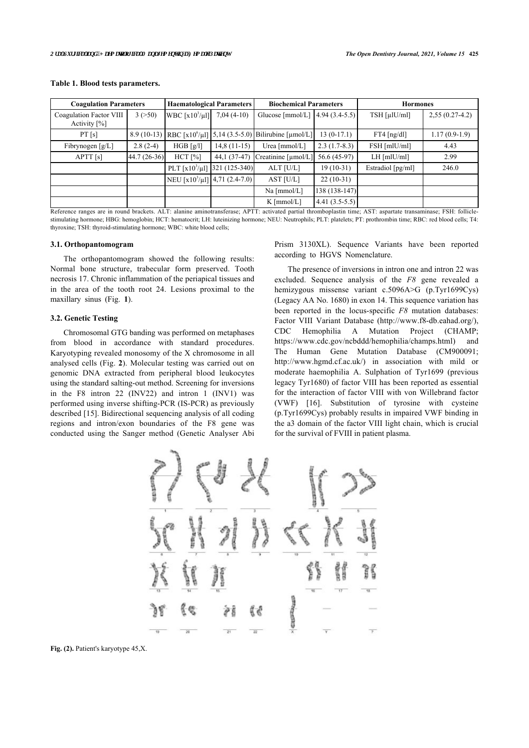**Table 1. Blood tests parameters.**

| Coagulation Parameters | | Haematological Parameters | | Biochemical Parameters | | Hormones | |
|---|---|---|---|---|---|---|---|
| Coagulation Factor VIII Activity [%] | 3 (>50) | WBC [x10$^3$/μl] | 7,04 (4-10) | Glucose [mmol/L] | 4.94 (3.4-5.5) | TSH [μlU/ml] | 2,55 (0.27-4.2) |
| PT [s] | 8.9 (10-13) | RBC [x10$^6$/μl] | 5,14 (3.5-5.0) | Bilirubine [μmol/L] | 13 (0-17.1) | FT4 [ng/dl] | 1.17 (0.9-1.9) |
| Fibrynogen [g/L] | 2.8 (2-4) | HGB [g/l] | 14,8 (11-15) | Urea [mmol/L] | 2.3 (1.7-8.3) | FSH [mlU/ml] | 4.43 |
| APTT [s] | 44.7 (26-36) | HCT [%] | 44,1 (37-47) | Creatinine [μmol/L] | 56.6 (45-97) | LH [mlU/ml] | 2.99 |
| | | PLT [x10$^3$/μl] | 321 (125-340) | ALT [U/L] | 19 (10-31) | Estradiol [pg/ml] | 246.0 |
| | | NEU [x10$^3$/μl] | 4,71 (2.4-7.0) | AST [U/L] | 22 (10-31) | | |
| | | | | Na [mmol/L] | 138 (138-147) | | |
| | | | | K [mmol/L] | 4.41 (3.5-5.5) | | |

Reference ranges are in round brackets. ALT: alanine aminotransferase; APTT: activated partial thromboplastin time; AST: aspartate transaminase; FSH: follicle-stimulating hormone; HBG: hemoglobin; HCT: hematocrit; LH: luteinizing hormone; NEU: Neutrophils; PLT: platelets; PT: prothrombin time; RBC: red blood cells; T4: thyroxine; TSH: thyroid-stimulating hormone; WBC: white blood cells;

### 3.1. Orthopantomogram

The orthopantomogram showed the following results: Normal bone structure, trabecular form preserved. Tooth necrosis 17. Chronic inflammation of the periapical tissues and in the area of the tooth root 24. Lesions proximal to the maxillary sinus (Fig. **1**).

### 3.2. Genetic Testing

Chromosomal GTG banding was performed on metaphases from blood in accordance with standard procedures. Karyotyping revealed monosomy of the X chromosome in all analysed cells (Fig. **2**). Molecular testing was carried out on genomic DNA extracted from peripheral blood leukocytes using the standard salting-out method. Screening for inversions in the F8 intron 22 (INV22) and intron 1 (INV1) was performed using inverse shifting-PCR (IS-PCR) as previously described [15]. Bidirectional sequencing analysis of all coding regions and intron/exon boundaries of the F8 gene was conducted using the Sanger method (Genetic Analyser Abi Prism 3130XL). Sequence Variants have been reported according to HGVS Nomenclature.

The presence of inversions in intron one and intron 22 was excluded. Sequence analysis of the *F8* gene revealed a hemizygous missense variant c.5096A>G (p.Tyr1699Cys) (Legacy AA No. 1680) in exon 14. This sequence variation has been reported in the locus-specific *F8* mutation databases: Factor VIII Variant Database (http://www.f8-db.eahad.org/), CDC Hemophilia A Mutation Project (CHAMP; https://www.cdc.gov/ncbddd/hemophilia/champs.html) and The Human Gene Mutation Database (CM900091; http://www.hgmd.cf.ac.uk/) in association with mild or moderate haemophilia A. Sulphation of Tyr1699 (previous legacy Tyr1680) of factor VIII has been reported as essential for the interaction of factor VIII with von Willebrand factor (VWF) [16]. Substitution of tyrosine with cysteine (p.Tyr1699Cys) probably results in impaired VWF binding in the a3 domain of the factor VIII light chain, which is crucial for the survival of FVIII in patient plasma.

**Fig. (2).** Patient's karyotype 45,X.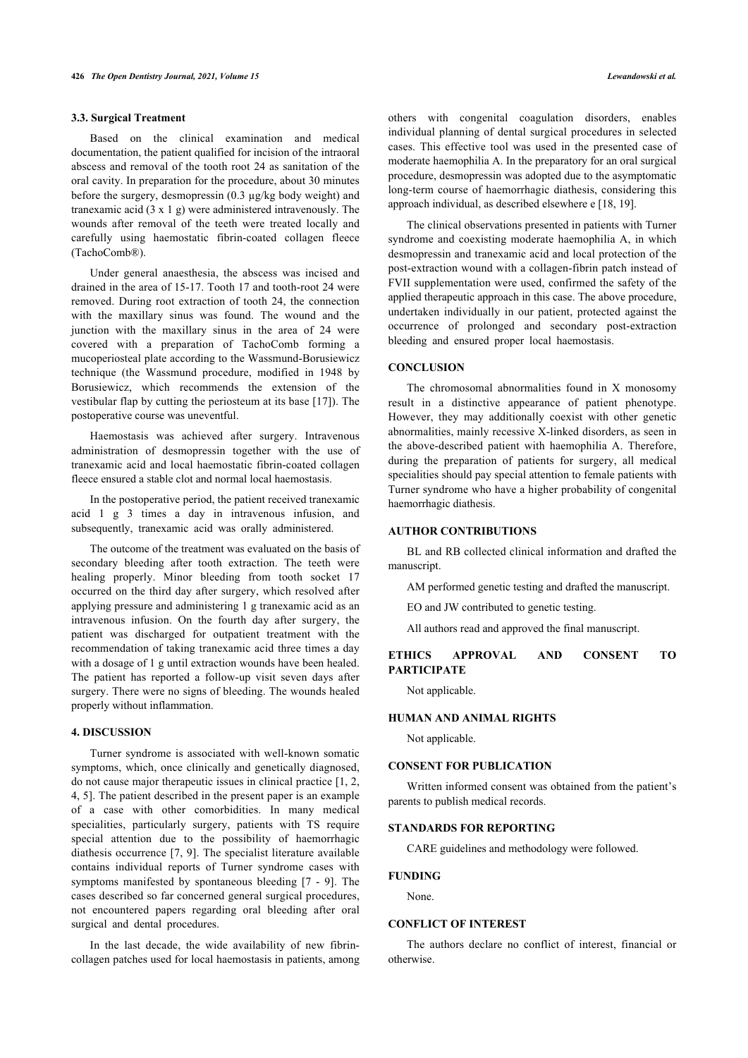### 3.3. Surgical Treatment

Based on the clinical examination and medical documentation, the patient qualified for incision of the intraoral abscess and removal of the tooth root 24 as sanitation of the oral cavity. In preparation for the procedure, about 30 minutes before the surgery, desmopressin (0.3 µg/kg body weight) and tranexamic acid (3 x 1 g) were administered intravenously. The wounds after removal of the teeth were treated locally and carefully using haemostatic fibrin-coated collagen fleece (TachoComb®).

Under general anaesthesia, the abscess was incised and drained in the area of 15-17. Tooth 17 and tooth-root 24 were removed. During root extraction of tooth 24, the connection with the maxillary sinus was found. The wound and the junction with the maxillary sinus in the area of 24 were covered with a preparation of TachoComb forming a mucoperiosteal plate according to the Wassmund-Borusiewicz technique (the Wassmund procedure, modified in 1948 by Borusiewicz, which recommends the extension of the vestibular flap by cutting the periosteum at its base [17]). The postoperative course was uneventful.

Haemostasis was achieved after surgery. Intravenous administration of desmopressin together with the use of tranexamic acid and local haemostatic fibrin-coated collagen fleece ensured a stable clot and normal local haemostasis.

In the postoperative period, the patient received tranexamic acid 1 g 3 times a day in intravenous infusion, and subsequently, tranexamic acid was orally administered.

The outcome of the treatment was evaluated on the basis of secondary bleeding after tooth extraction. The teeth were healing properly. Minor bleeding from tooth socket 17 occurred on the third day after surgery, which resolved after applying pressure and administering 1 g tranexamic acid as an intravenous infusion. On the fourth day after surgery, the patient was discharged for outpatient treatment with the recommendation of taking tranexamic acid three times a day with a dosage of 1 g until extraction wounds have been healed. The patient has reported a follow-up visit seven days after surgery. There were no signs of bleeding. The wounds healed properly without inflammation.

## 4. DISCUSSION

Turner syndrome is associated with well-known somatic symptoms, which, once clinically and genetically diagnosed, do not cause major therapeutic issues in clinical practice [1, 2, 4, 5]. The patient described in the present paper is an example of a case with other comorbidities. In many medical specialities, particularly surgery, patients with TS require special attention due to the possibility of haemorrhagic diathesis occurrence [7, 9]. The specialist literature available contains individual reports of Turner syndrome cases with symptoms manifested by spontaneous bleeding [7 - 9]. The cases described so far concerned general surgical procedures, not encountered papers regarding oral bleeding after oral surgical and dental procedures.

In the last decade, the wide availability of new fibrin-collagen patches used for local haemostasis in patients, among others with congenital coagulation disorders, enables individual planning of dental surgical procedures in selected cases. This effective tool was used in the presented case of moderate haemophilia A. In the preparatory for an oral surgical procedure, desmopressin was adopted due to the asymptomatic long-term course of haemorrhagic diathesis, considering this approach individual, as described elsewhere e [18, 19].

The clinical observations presented in patients with Turner syndrome and coexisting moderate haemophilia A, in which desmopressin and tranexamic acid and local protection of the post-extraction wound with a collagen-fibrin patch instead of FVII supplementation were used, confirmed the safety of the applied therapeutic approach in this case. The above procedure, undertaken individually in our patient, protected against the occurrence of prolonged and secondary post-extraction bleeding and ensured proper local haemostasis.

## CONCLUSION

The chromosomal abnormalities found in X monosomy result in a distinctive appearance of patient phenotype. However, they may additionally coexist with other genetic abnormalities, mainly recessive X-linked disorders, as seen in the above-described patient with haemophilia A. Therefore, during the preparation of patients for surgery, all medical specialities should pay special attention to female patients with Turner syndrome who have a higher probability of congenital haemorrhagic diathesis.

## AUTHOR CONTRIBUTIONS

BL and RB collected clinical information and drafted the manuscript.

AM performed genetic testing and drafted the manuscript.

EO and JW contributed to genetic testing.

All authors read and approved the final manuscript.

## ETHICS APPROVAL AND CONSENT TO PARTICIPATE

Not applicable.

## HUMAN AND ANIMAL RIGHTS

Not applicable.

## CONSENT FOR PUBLICATION

Written informed consent was obtained from the patient's parents to publish medical records.

## STANDARDS FOR REPORTING

CARE guidelines and methodology were followed.

## FUNDING

None.

## CONFLICT OF INTEREST

The authors declare no conflict of interest, financial or otherwise.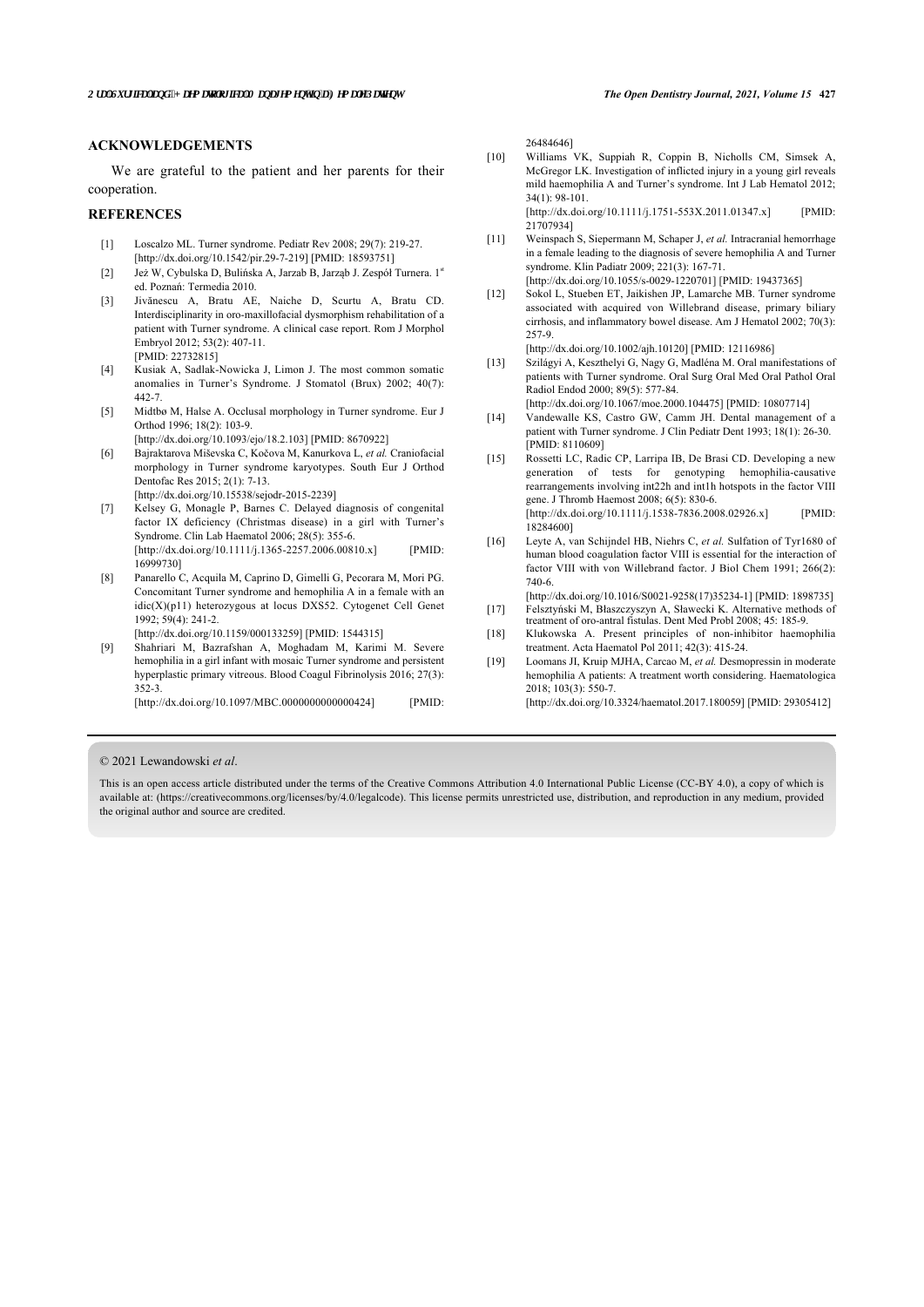## ACKNOWLEDGEMENTS

We are grateful to the patient and her parents for their cooperation.

## REFERENCES

[1] Loscalzo ML. Turner syndrome. Pediatr Rev 2008; 29(7): 219-27. [http://dx.doi.org/10.1542/pir.29-7-219] [PMID: 18593751]

[2] Jeż W, Cybulska D, Bulińska A, Jarzab B, Jarząb J. Zespół Turnera. 1st ed. Poznań: Termedia 2010.

[3] Jivănescu A, Bratu AE, Naiche D, Scurtu A, Bratu CD. Interdisciplinarity in oro-maxillofacial dysmorphism rehabilitation of a patient with Turner syndrome. A clinical case report. Rom J Morphol Embryol 2012; 53(2): 407-11. [PMID: 22732815]

[4] Kusiak A, Sadlak-Nowicka J, Limon J. The most common somatic anomalies in Turner's Syndrome. J Stomatol (Brux) 2002; 40(7): 442-7.

[5] Midtbø M, Halse A. Occlusal morphology in Turner syndrome. Eur J Orthod 1996; 18(2): 103-9. [http://dx.doi.org/10.1093/ejo/18.2.103] [PMID: 8670922]

[6] Bajraktarova Miševska C, Kočova M, Kanurkova L, *et al.* Craniofacial morphology in Turner syndrome karyotypes. South Eur J Orthod Dentofac Res 2015; 2(1): 7-13. [http://dx.doi.org/10.15538/sejodr-2015-2239]

[7] Kelsey G, Monagle P, Barnes C. Delayed diagnosis of congenital factor IX deficiency (Christmas disease) in a girl with Turner's Syndrome. Clin Lab Haematol 2006; 28(5): 355-6. [http://dx.doi.org/10.1111/j.1365-2257.2006.00810.x] [PMID: 16999730]

[8] Panarello C, Acquila M, Caprino D, Gimelli G, Pecorara M, Mori PG. Concomitant Turner syndrome and hemophilia A in a female with an idic(X)(p11) heterozygous at locus DXS52. Cytogenet Cell Genet 1992; 59(4): 241-2. [http://dx.doi.org/10.1159/000133259] [PMID: 1544315]

[9] Shahriari M, Bazrafshan A, Moghadam M, Karimi M. Severe hemophilia in a girl infant with mosaic Turner syndrome and persistent hyperplastic primary vitreous. Blood Coagul Fibrinolysis 2016; 27(3): 352-3. [http://dx.doi.org/10.1097/MBC.0000000000000424] [PMID: 26484646]

[10] Williams VK, Suppiah R, Coppin B, Nicholls CM, Simsek A, McGregor LK. Investigation of inflicted injury in a young girl reveals mild haemophilia A and Turner's syndrome. Int J Lab Hematol 2012; 34(1): 98-101. [http://dx.doi.org/10.1111/j.1751-553X.2011.01347.x] [PMID: 21707934]

[11] Weinspach S, Siepermann M, Schaper J, *et al.* Intracranial hemorrhage in a female leading to the diagnosis of severe hemophilia A and Turner syndrome. Klin Padiatr 2009; 221(3): 167-71. [http://dx.doi.org/10.1055/s-0029-1220701] [PMID: 19437365]

[12] Sokol L, Stueben ET, Jaikishen JP, Lamarche MB. Turner syndrome associated with acquired von Willebrand disease, primary biliary cirrhosis, and inflammatory bowel disease. Am J Hematol 2002; 70(3): 257-9. [http://dx.doi.org/10.1002/ajh.10120] [PMID: 12116986]

[13] Szilágyi A, Keszthelyi G, Nagy G, Madléna M. Oral manifestations of patients with Turner syndrome. Oral Surg Oral Med Oral Pathol Oral Radiol Endod 2000; 89(5): 577-84. [http://dx.doi.org/10.1067/moe.2000.104475] [PMID: 10807714]

[14] Vandewalle KS, Castro GW, Camm JH. Dental management of a patient with Turner syndrome. J Clin Pediatr Dent 1993; 18(1): 26-30. [PMID: 8110609]

[15] Rossetti LC, Radic CP, Larripa IB, De Brasi CD. Developing a new generation of tests for genotyping hemophilia-causative rearrangements involving int22h and int1h hotspots in the factor VIII gene. J Thromb Haemost 2008; 6(5): 830-6. [http://dx.doi.org/10.1111/j.1538-7836.2008.02926.x] [PMID: 18284600]

[16] Leyte A, van Schijndel HB, Niehrs C, *et al.* Sulfation of Tyr1680 of human blood coagulation factor VIII is essential for the interaction of factor VIII with von Willebrand factor. J Biol Chem 1991; 266(2): 740-6. [http://dx.doi.org/10.1016/S0021-9258(17)35234-1] [PMID: 1898735]

[17] Felsztyński M, Błaszczyszyn A, Sławecki K. Alternative methods of treatment of oro-antral fistulas. Dent Med Probl 2008; 45: 185-9.

[18] Klukowska A. Present principles of non-inhibitor haemophilia treatment. Acta Haematol Pol 2011; 42(3): 415-24.

[19] Loomans JI, Kruip MJHA, Carcao M, *et al.* Desmopressin in moderate hemophilia A patients: A treatment worth considering. Haematologica 2018; 103(3): 550-7. [http://dx.doi.org/10.3324/haematol.2017.180059] [PMID: 29305412]

© 2021 Lewandowski *et al*.

This is an open access article distributed under the terms of the Creative Commons Attribution 4.0 International Public License (CC-BY 4.0), a copy of which is available at: (https://creativecommons.org/licenses/by/4.0/legalcode). This license permits unrestricted use, distribution, and reproduction in any medium, provided the original author and source are credited.